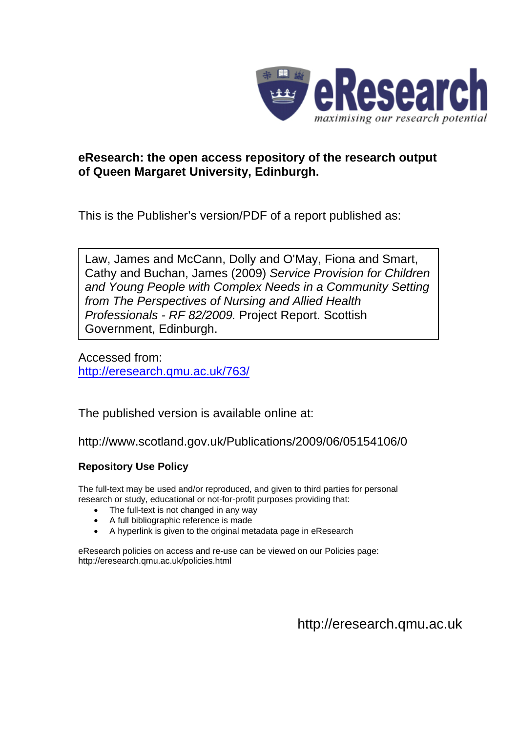eResearch
maximising our research potential

**eResearch: the open access repository of the research output of Queen Margaret University, Edinburgh.**

This is the Publisher's version/PDF of a report published as:

> Law, James and McCann, Dolly and O'May, Fiona and Smart, Cathy and Buchan, James (2009) *Service Provision for Children and Young People with Complex Needs in a Community Setting from The Perspectives of Nursing and Allied Health Professionals - RF 82/2009.* Project Report. Scottish Government, Edinburgh.

Accessed from:
http://eresearch.qmu.ac.uk/763/

The published version is available online at:

http://www.scotland.gov.uk/Publications/2009/06/05154106/0

**Repository Use Policy**

The full-text may be used and/or reproduced, and given to third parties for personal research or study, educational or not-for-profit purposes providing that:

- The full-text is not changed in any way
- A full bibliographic reference is made
- A hyperlink is given to the original metadata page in eResearch

eResearch policies on access and re-use can be viewed on our Policies page: http://eresearch.qmu.ac.uk/policies.html

http://eresearch.qmu.ac.uk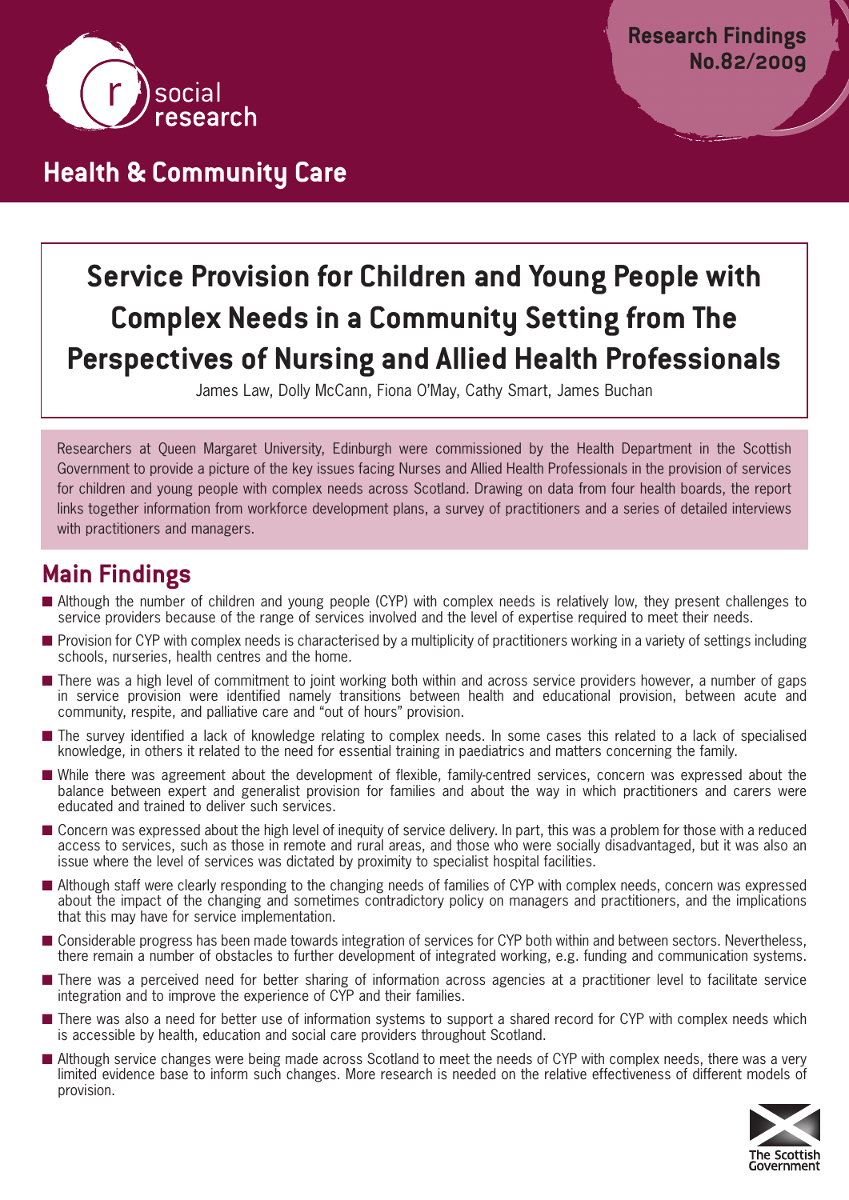Research Findings No.82/2009

social research

## Health & Community Care

# Service Provision for Children and Young People with Complex Needs in a Community Setting from The Perspectives of Nursing and Allied Health Professionals

James Law, Dolly McCann, Fiona O'May, Cathy Smart, James Buchan

Researchers at Queen Margaret University, Edinburgh were commissioned by the Health Department in the Scottish Government to provide a picture of the key issues facing Nurses and Allied Health Professionals in the provision of services for children and young people with complex needs across Scotland. Drawing on data from four health boards, the report links together information from workforce development plans, a survey of practitioners and a series of detailed interviews with practitioners and managers.

## Main Findings

- Although the number of children and young people (CYP) with complex needs is relatively low, they present challenges to service providers because of the range of services involved and the level of expertise required to meet their needs.
- Provision for CYP with complex needs is characterised by a multiplicity of practitioners working in a variety of settings including schools, nurseries, health centres and the home.
- There was a high level of commitment to joint working both within and across service providers however, a number of gaps in service provision were identified namely transitions between health and educational provision, between acute and community, respite, and palliative care and "out of hours" provision.
- The survey identified a lack of knowledge relating to complex needs. In some cases this related to a lack of specialised knowledge, in others it related to the need for essential training in paediatrics and matters concerning the family.
- While there was agreement about the development of flexible, family-centred services, concern was expressed about the balance between expert and generalist provision for families and about the way in which practitioners and carers were educated and trained to deliver such services.
- Concern was expressed about the high level of inequity of service delivery. In part, this was a problem for those with a reduced access to services, such as those in remote and rural areas, and those who were socially disadvantaged, but it was also an issue where the level of services was dictated by proximity to specialist hospital facilities.
- Although staff were clearly responding to the changing needs of families of CYP with complex needs, concern was expressed about the impact of the changing and sometimes contradictory policy on managers and practitioners, and the implications that this may have for service implementation.
- Considerable progress has been made towards integration of services for CYP both within and between sectors. Nevertheless, there remain a number of obstacles to further development of integrated working, e.g. funding and communication systems.
- There was a perceived need for better sharing of information across agencies at a practitioner level to facilitate service integration and to improve the experience of CYP and their families.
- There was also a need for better use of information systems to support a shared record for CYP with complex needs which is accessible by health, education and social care providers throughout Scotland.
- Although service changes were being made across Scotland to meet the needs of CYP with complex needs, there was a very limited evidence base to inform such changes. More research is needed on the relative effectiveness of different models of provision.

The Scottish Government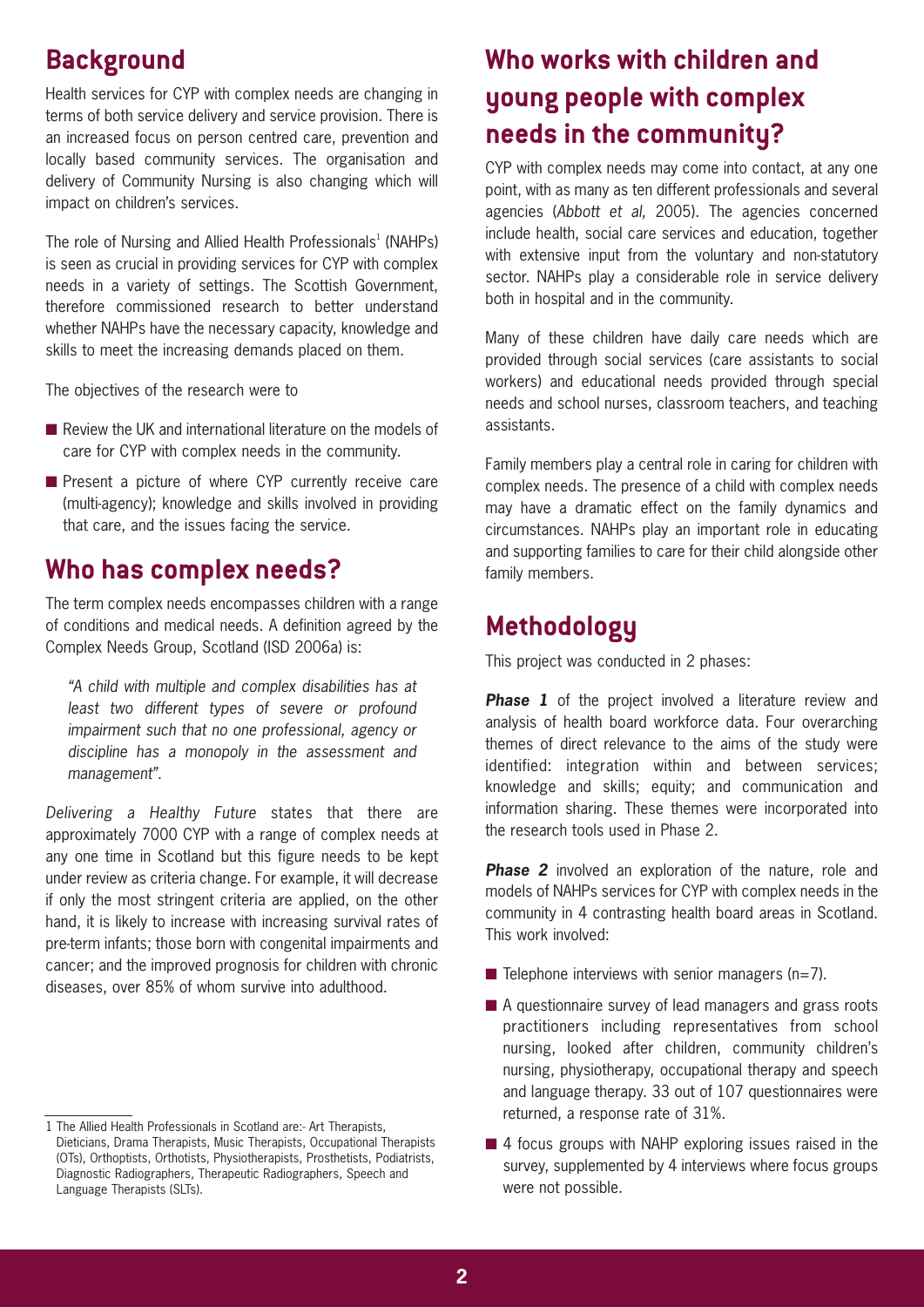## Background

Health services for CYP with complex needs are changing in terms of both service delivery and service provision. There is an increased focus on person centred care, prevention and locally based community services. The organisation and delivery of Community Nursing is also changing which will impact on children's services.

The role of Nursing and Allied Health Professionals[1] (NAHPs) is seen as crucial in providing services for CYP with complex needs in a variety of settings. The Scottish Government, therefore commissioned research to better understand whether NAHPs have the necessary capacity, knowledge and skills to meet the increasing demands placed on them.

The objectives of the research were to

- Review the UK and international literature on the models of care for CYP with complex needs in the community.
- Present a picture of where CYP currently receive care (multi-agency); knowledge and skills involved in providing that care, and the issues facing the service.

## Who has complex needs?

The term complex needs encompasses children with a range of conditions and medical needs. A definition agreed by the Complex Needs Group, Scotland (ISD 2006a) is:

> *"A child with multiple and complex disabilities has at least two different types of severe or profound impairment such that no one professional, agency or discipline has a monopoly in the assessment and management".*

*Delivering a Healthy Future* states that there are approximately 7000 CYP with a range of complex needs at any one time in Scotland but this figure needs to be kept under review as criteria change. For example, it will decrease if only the most stringent criteria are applied, on the other hand, it is likely to increase with increasing survival rates of pre-term infants; those born with congenital impairments and cancer; and the improved prognosis for children with chronic diseases, over 85% of whom survive into adulthood.

## Who works with children and young people with complex needs in the community?

CYP with complex needs may come into contact, at any one point, with as many as ten different professionals and several agencies (*Abbott et al*, 2005). The agencies concerned include health, social care services and education, together with extensive input from the voluntary and non-statutory sector. NAHPs play a considerable role in service delivery both in hospital and in the community.

Many of these children have daily care needs which are provided through social services (care assistants to social workers) and educational needs provided through special needs and school nurses, classroom teachers, and teaching assistants.

Family members play a central role in caring for children with complex needs. The presence of a child with complex needs may have a dramatic effect on the family dynamics and circumstances. NAHPs play an important role in educating and supporting families to care for their child alongside other family members.

## Methodology

This project was conducted in 2 phases:

***Phase 1*** of the project involved a literature review and analysis of health board workforce data. Four overarching themes of direct relevance to the aims of the study were identified: integration within and between services; knowledge and skills; equity; and communication and information sharing. These themes were incorporated into the research tools used in Phase 2.

***Phase 2*** involved an exploration of the nature, role and models of NAHPs services for CYP with complex needs in the community in 4 contrasting health board areas in Scotland. This work involved:

- Telephone interviews with senior managers (n=7).
- A questionnaire survey of lead managers and grass roots practitioners including representatives from school nursing, looked after children, community children's nursing, physiotherapy, occupational therapy and speech and language therapy. 33 out of 107 questionnaires were returned, a response rate of 31%.
- 4 focus groups with NAHP exploring issues raised in the survey, supplemented by 4 interviews where focus groups were not possible.

---

1 The Allied Health Professionals in Scotland are:- Art Therapists, Dieticians, Drama Therapists, Music Therapists, Occupational Therapists (OTs), Orthoptists, Orthotists, Physiotherapists, Prosthetists, Podiatrists, Diagnostic Radiographers, Therapeutic Radiographers, Speech and Language Therapists (SLTs).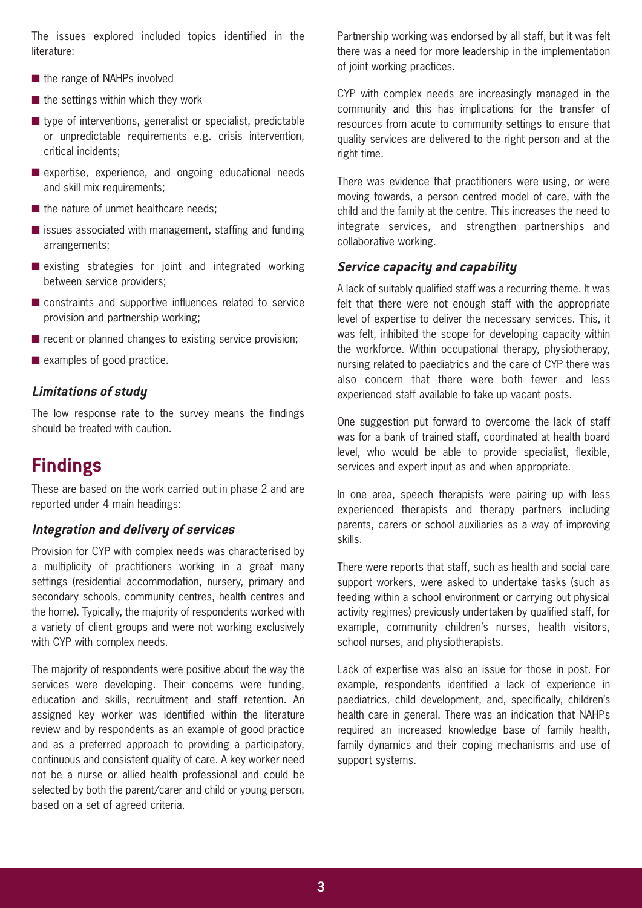The issues explored included topics identified in the literature:

- the range of NAHPs involved
- the settings within which they work
- type of interventions, generalist or specialist, predictable or unpredictable requirements e.g. crisis intervention, critical incidents;
- expertise, experience, and ongoing educational needs and skill mix requirements;
- the nature of unmet healthcare needs;
- issues associated with management, staffing and funding arrangements;
- existing strategies for joint and integrated working between service providers;
- constraints and supportive influences related to service provision and partnership working;
- recent or planned changes to existing service provision;
- examples of good practice.

### *Limitations of study*

The low response rate to the survey means the findings should be treated with caution.

## Findings

These are based on the work carried out in phase 2 and are reported under 4 main headings:

### *Integration and delivery of services*

Provision for CYP with complex needs was characterised by a multiplicity of practitioners working in a great many settings (residential accommodation, nursery, primary and secondary schools, community centres, health centres and the home). Typically, the majority of respondents worked with a variety of client groups and were not working exclusively with CYP with complex needs.

The majority of respondents were positive about the way the services were developing. Their concerns were funding, education and skills, recruitment and staff retention. An assigned key worker was identified within the literature review and by respondents as an example of good practice and as a preferred approach to providing a participatory, continuous and consistent quality of care. A key worker need not be a nurse or allied health professional and could be selected by both the parent/carer and child or young person, based on a set of agreed criteria.

Partnership working was endorsed by all staff, but it was felt there was a need for more leadership in the implementation of joint working practices.

CYP with complex needs are increasingly managed in the community and this has implications for the transfer of resources from acute to community settings to ensure that quality services are delivered to the right person and at the right time.

There was evidence that practitioners were using, or were moving towards, a person centred model of care, with the child and the family at the centre. This increases the need to integrate services, and strengthen partnerships and collaborative working.

### *Service capacity and capability*

A lack of suitably qualified staff was a recurring theme. It was felt that there were not enough staff with the appropriate level of expertise to deliver the necessary services. This, it was felt, inhibited the scope for developing capacity within the workforce. Within occupational therapy, physiotherapy, nursing related to paediatrics and the care of CYP there was also concern that there were both fewer and less experienced staff available to take up vacant posts.

One suggestion put forward to overcome the lack of staff was for a bank of trained staff, coordinated at health board level, who would be able to provide specialist, flexible, services and expert input as and when appropriate.

In one area, speech therapists were pairing up with less experienced therapists and therapy partners including parents, carers or school auxiliaries as a way of improving skills.

There were reports that staff, such as health and social care support workers, were asked to undertake tasks (such as feeding within a school environment or carrying out physical activity regimes) previously undertaken by qualified staff, for example, community children's nurses, health visitors, school nurses, and physiotherapists.

Lack of expertise was also an issue for those in post. For example, respondents identified a lack of experience in paediatrics, child development, and, specifically, children's health care in general. There was an indication that NAHPs required an increased knowledge base of family health, family dynamics and their coping mechanisms and use of support systems.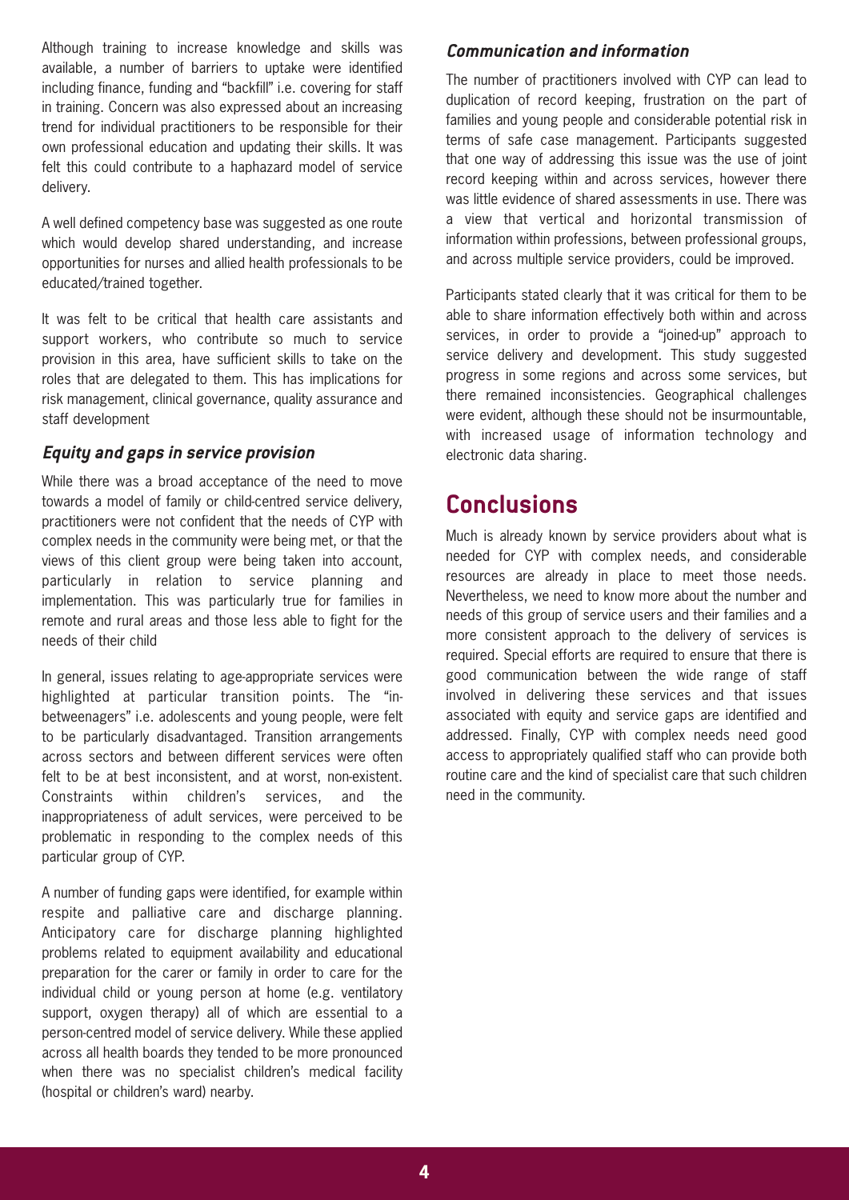Although training to increase knowledge and skills was available, a number of barriers to uptake were identified including finance, funding and "backfill" i.e. covering for staff in training. Concern was also expressed about an increasing trend for individual practitioners to be responsible for their own professional education and updating their skills. It was felt this could contribute to a haphazard model of service delivery.

A well defined competency base was suggested as one route which would develop shared understanding, and increase opportunities for nurses and allied health professionals to be educated/trained together.

It was felt to be critical that health care assistants and support workers, who contribute so much to service provision in this area, have sufficient skills to take on the roles that are delegated to them. This has implications for risk management, clinical governance, quality assurance and staff development

### *Equity and gaps in service provision*

While there was a broad acceptance of the need to move towards a model of family or child-centred service delivery, practitioners were not confident that the needs of CYP with complex needs in the community were being met, or that the views of this client group were being taken into account, particularly in relation to service planning and implementation. This was particularly true for families in remote and rural areas and those less able to fight for the needs of their child

In general, issues relating to age-appropriate services were highlighted at particular transition points. The "in-betweenagers" i.e. adolescents and young people, were felt to be particularly disadvantaged. Transition arrangements across sectors and between different services were often felt to be at best inconsistent, and at worst, non-existent. Constraints within children's services, and the inappropriateness of adult services, were perceived to be problematic in responding to the complex needs of this particular group of CYP.

A number of funding gaps were identified, for example within respite and palliative care and discharge planning. Anticipatory care for discharge planning highlighted problems related to equipment availability and educational preparation for the carer or family in order to care for the individual child or young person at home (e.g. ventilatory support, oxygen therapy) all of which are essential to a person-centred model of service delivery. While these applied across all health boards they tended to be more pronounced when there was no specialist children's medical facility (hospital or children's ward) nearby.

### *Communication and information*

The number of practitioners involved with CYP can lead to duplication of record keeping, frustration on the part of families and young people and considerable potential risk in terms of safe case management. Participants suggested that one way of addressing this issue was the use of joint record keeping within and across services, however there was little evidence of shared assessments in use. There was a view that vertical and horizontal transmission of information within professions, between professional groups, and across multiple service providers, could be improved.

Participants stated clearly that it was critical for them to be able to share information effectively both within and across services, in order to provide a "joined-up" approach to service delivery and development. This study suggested progress in some regions and across some services, but there remained inconsistencies. Geographical challenges were evident, although these should not be insurmountable, with increased usage of information technology and electronic data sharing.

## Conclusions

Much is already known by service providers about what is needed for CYP with complex needs, and considerable resources are already in place to meet those needs. Nevertheless, we need to know more about the number and needs of this group of service users and their families and a more consistent approach to the delivery of services is required. Special efforts are required to ensure that there is good communication between the wide range of staff involved in delivering these services and that issues associated with equity and service gaps are identified and addressed. Finally, CYP with complex needs need good access to appropriately qualified staff who can provide both routine care and the kind of specialist care that such children need in the community.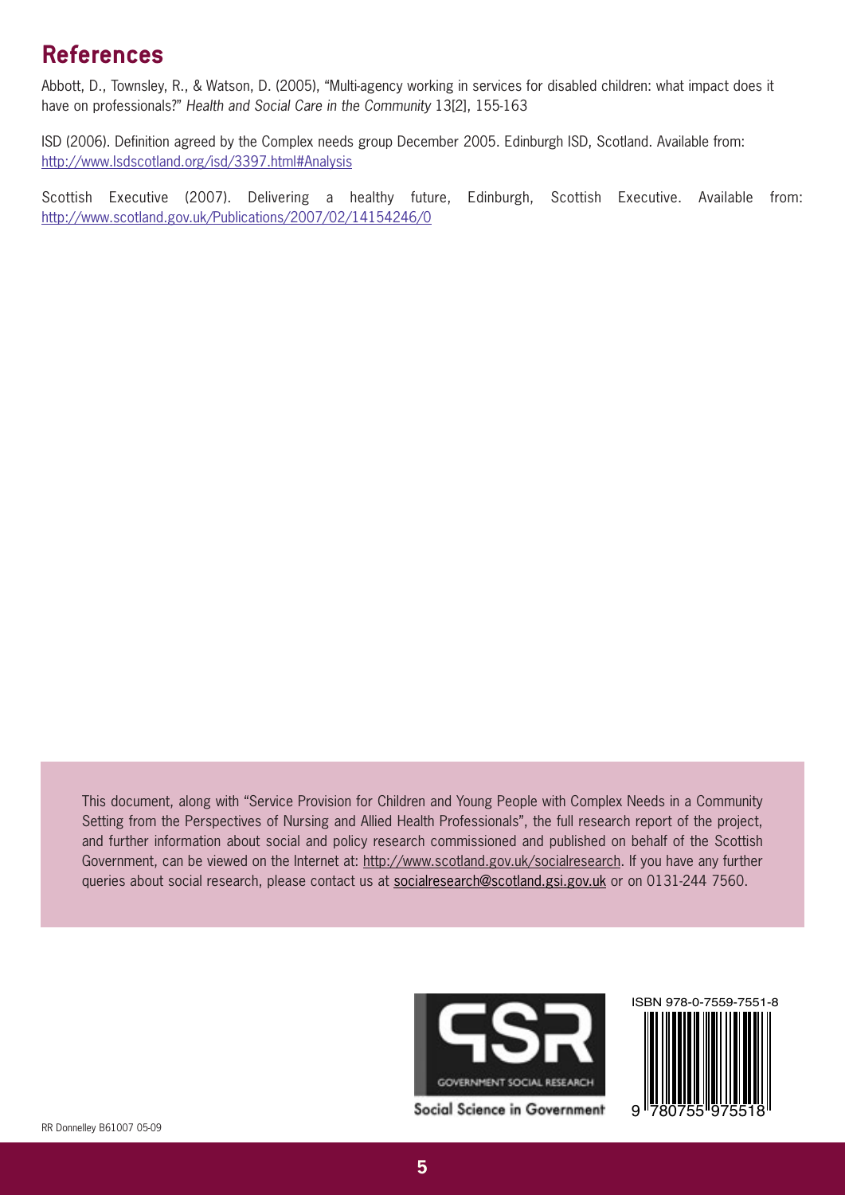## References

Abbott, D., Townsley, R., & Watson, D. (2005), "Multi-agency working in services for disabled children: what impact does it have on professionals?" *Health and Social Care in the Community* 13[2], 155-163

ISD (2006). Definition agreed by the Complex needs group December 2005. Edinburgh ISD, Scotland. Available from: http://www.lsdscotland.org/isd/3397.html#Analysis

Scottish Executive (2007). Delivering a healthy future, Edinburgh, Scottish Executive. Available from: http://www.scotland.gov.uk/Publications/2007/02/14154246/0

This document, along with "Service Provision for Children and Young People with Complex Needs in a Community Setting from the Perspectives of Nursing and Allied Health Professionals", the full research report of the project, and further information about social and policy research commissioned and published on behalf of the Scottish Government, can be viewed on the Internet at: http://www.scotland.gov.uk/socialresearch. If you have any further queries about social research, please contact us at socialresearch@scotland.gsi.gov.uk or on 0131-244 7560.

GSR GOVERNMENT SOCIAL RESEARCH

Social Science in Government

ISBN 978-0-7559-7551-8

9 780755 975518

RR Donnelley B61007 05-09